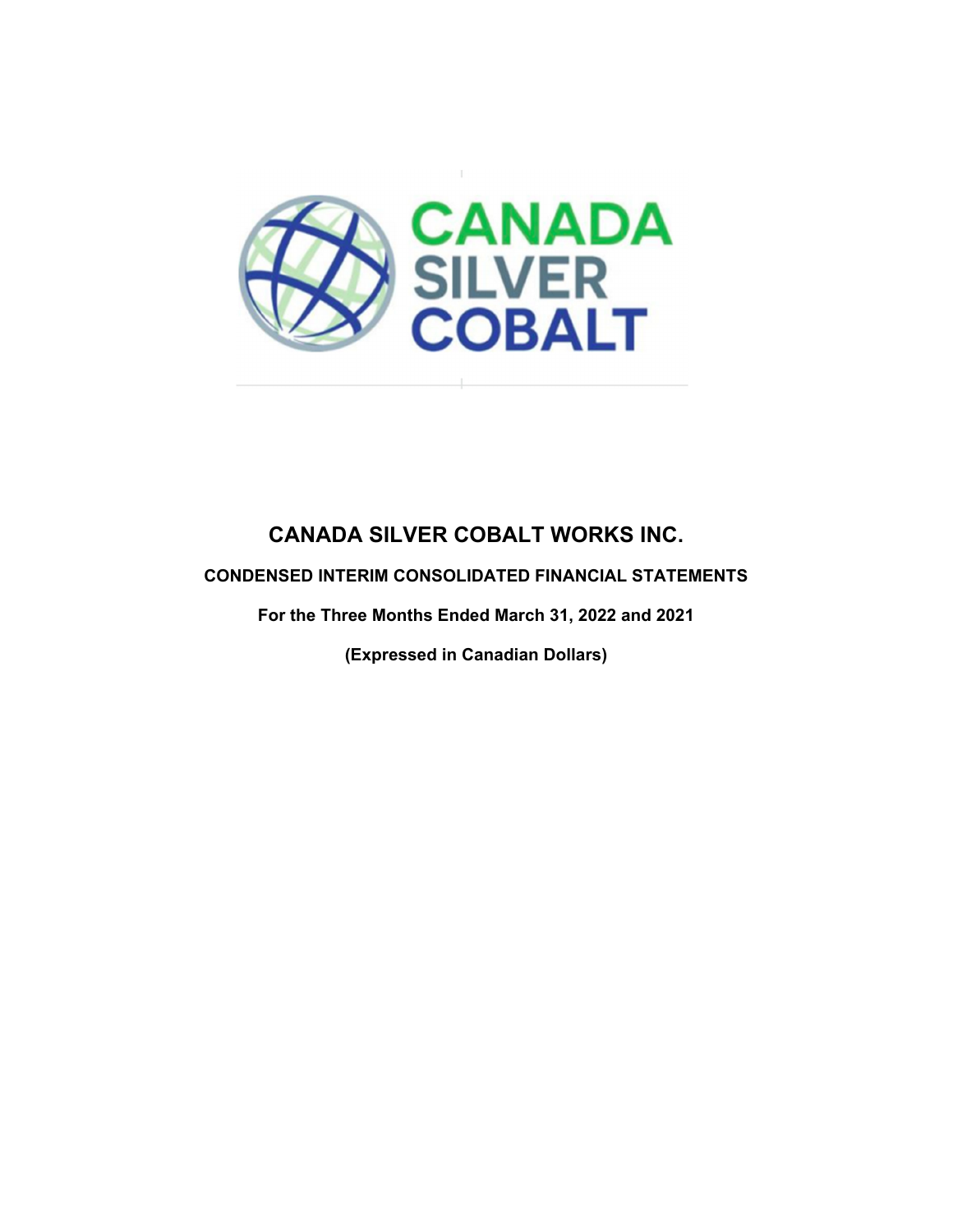# CANADA SILVER COBALT WORKS INC.

**CONDENSED INTERIM CONSOLIDATED FINANCIAL STATEMENTS**

**For the Three Months Ended March 31, 2022 and 2021**

**(Expressed in Canadian Dollars)**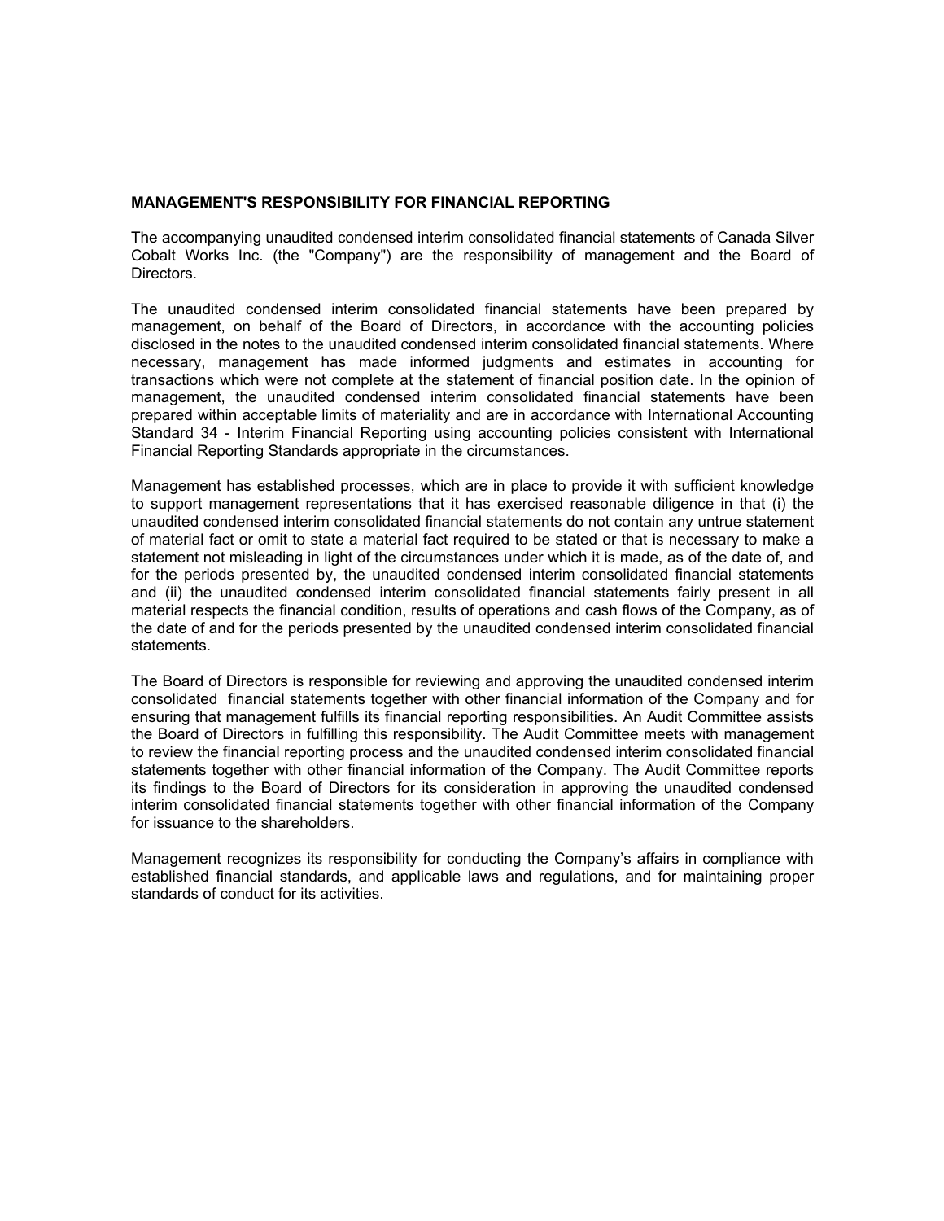## MANAGEMENT'S RESPONSIBILITY FOR FINANCIAL REPORTING

The accompanying unaudited condensed interim consolidated financial statements of Canada Silver Cobalt Works Inc. (the "Company") are the responsibility of management and the Board of Directors.

The unaudited condensed interim consolidated financial statements have been prepared by management, on behalf of the Board of Directors, in accordance with the accounting policies disclosed in the notes to the unaudited condensed interim consolidated financial statements. Where necessary, management has made informed judgments and estimates in accounting for transactions which were not complete at the statement of financial position date. In the opinion of management, the unaudited condensed interim consolidated financial statements have been prepared within acceptable limits of materiality and are in accordance with International Accounting Standard 34 - Interim Financial Reporting using accounting policies consistent with International Financial Reporting Standards appropriate in the circumstances.

Management has established processes, which are in place to provide it with sufficient knowledge to support management representations that it has exercised reasonable diligence in that (i) the unaudited condensed interim consolidated financial statements do not contain any untrue statement of material fact or omit to state a material fact required to be stated or that is necessary to make a statement not misleading in light of the circumstances under which it is made, as of the date of, and for the periods presented by, the unaudited condensed interim consolidated financial statements and (ii) the unaudited condensed interim consolidated financial statements fairly present in all material respects the financial condition, results of operations and cash flows of the Company, as of the date of and for the periods presented by the unaudited condensed interim consolidated financial statements.

The Board of Directors is responsible for reviewing and approving the unaudited condensed interim consolidated financial statements together with other financial information of the Company and for ensuring that management fulfills its financial reporting responsibilities. An Audit Committee assists the Board of Directors in fulfilling this responsibility. The Audit Committee meets with management to review the financial reporting process and the unaudited condensed interim consolidated financial statements together with other financial information of the Company. The Audit Committee reports its findings to the Board of Directors for its consideration in approving the unaudited condensed interim consolidated financial statements together with other financial information of the Company for issuance to the shareholders.

Management recognizes its responsibility for conducting the Company's affairs in compliance with established financial standards, and applicable laws and regulations, and for maintaining proper standards of conduct for its activities.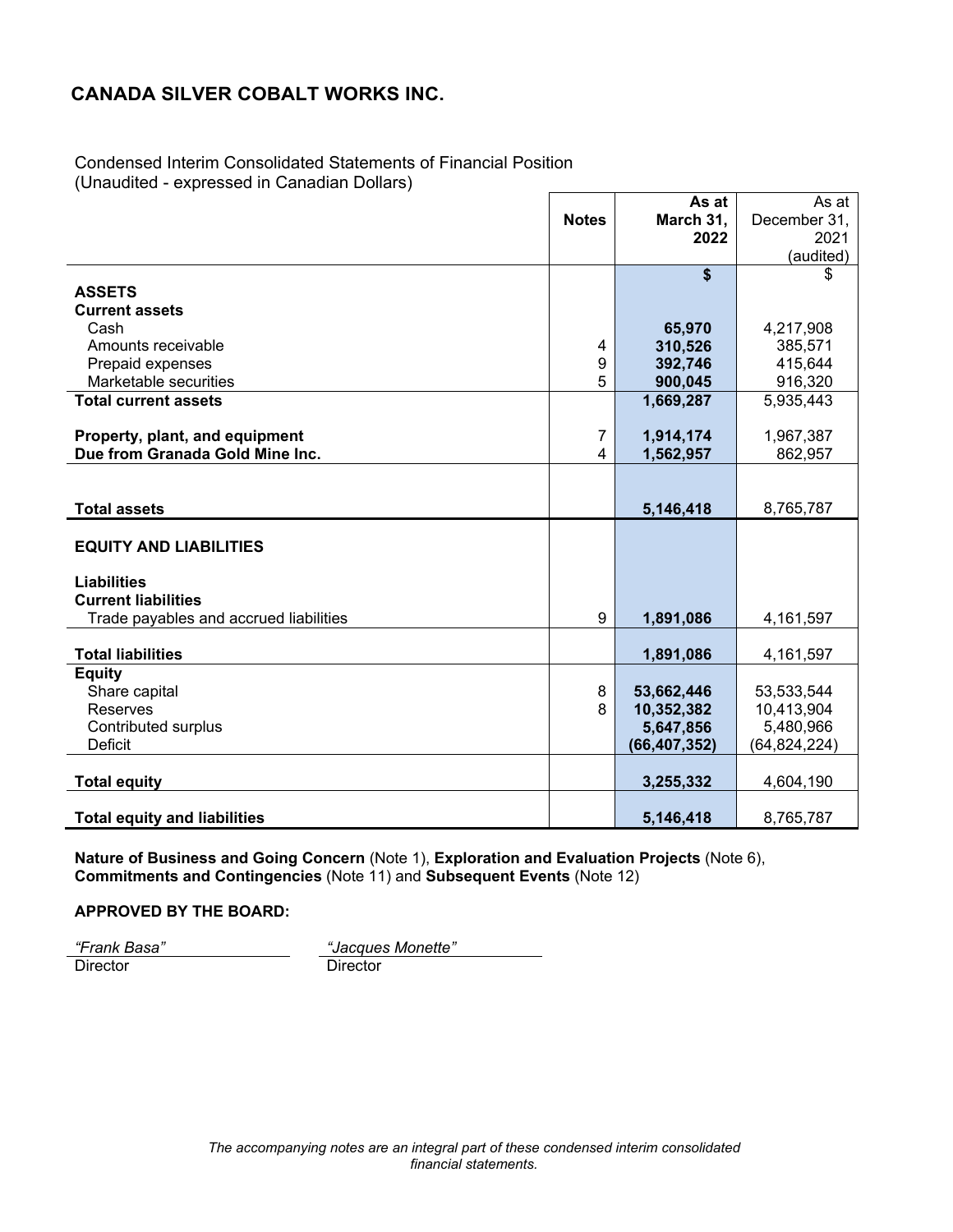# CANADA SILVER COBALT WORKS INC.

Condensed Interim Consolidated Statements of Financial Position
(Unaudited - expressed in Canadian Dollars)

| | Notes | **As at March 31, 2022** | As at December 31, 2021 (audited) |
|---|---|---|---|
| | | **$** | $ |
| **ASSETS** | | | |
| **Current assets** | | | |
| Cash | | **65,970** | 4,217,908 |
| Amounts receivable | 4 | **310,526** | 385,571 |
| Prepaid expenses | 9 | **392,746** | 415,644 |
| Marketable securities | 5 | **900,045** | 916,320 |
| **Total current assets** | | **1,669,287** | 5,935,443 |
| | | | |
| **Property, plant, and equipment** | 7 | **1,914,174** | 1,967,387 |
| **Due from Granada Gold Mine Inc.** | 4 | **1,562,957** | 862,957 |
| | | | |
| **Total assets** | | **5,146,418** | 8,765,787 |
| | | | |
| **EQUITY AND LIABILITIES** | | | |
| | | | |
| **Liabilities** | | | |
| **Current liabilities** | | | |
| Trade payables and accrued liabilities | 9 | **1,891,086** | 4,161,597 |
| | | | |
| **Total liabilities** | | **1,891,086** | 4,161,597 |
| **Equity** | | | |
| Share capital | 8 | **53,662,446** | 53,533,544 |
| Reserves | 8 | **10,352,382** | 10,413,904 |
| Contributed surplus | | **5,647,856** | 5,480,966 |
| Deficit | | **(66,407,352)** | (64,824,224) |
| | | | |
| **Total equity** | | **3,255,332** | 4,604,190 |
| | | | |
| **Total equity and liabilities** | | **5,146,418** | 8,765,787 |

**Nature of Business and Going Concern** (Note 1), **Exploration and Evaluation Projects** (Note 6), **Commitments and Contingencies** (Note 11) and **Subsequent Events** (Note 12)

**APPROVED BY THE BOARD:**

*"Frank Basa"*
Director

*"Jacques Monette"*
Director

*The accompanying notes are an integral part of these condensed interim consolidated financial statements.*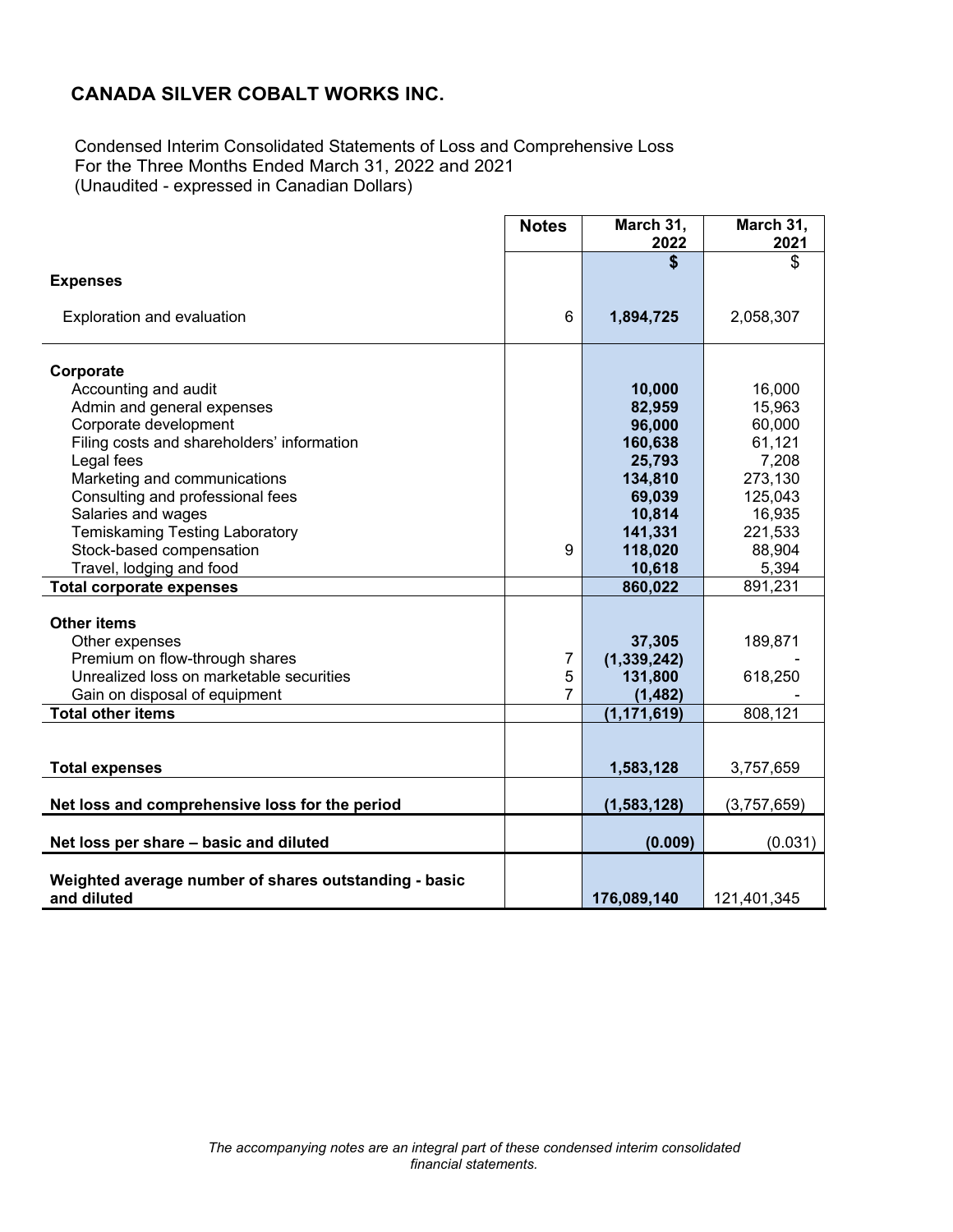## CANADA SILVER COBALT WORKS INC.

Condensed Interim Consolidated Statements of Loss and Comprehensive Loss
For the Three Months Ended March 31, 2022 and 2021
(Unaudited - expressed in Canadian Dollars)

| | Notes | March 31, 2022 | March 31, 2021 |
|---|---|---|---|
| | | **$** | $ |
| **Expenses** | | | |
| Exploration and evaluation | 6 | **1,894,725** | 2,058,307 |
| **Corporate** | | | |
| Accounting and audit | | **10,000** | 16,000 |
| Admin and general expenses | | **82,959** | 15,963 |
| Corporate development | | **96,000** | 60,000 |
| Filing costs and shareholders' information | | **160,638** | 61,121 |
| Legal fees | | **25,793** | 7,208 |
| Marketing and communications | | **134,810** | 273,130 |
| Consulting and professional fees | | **69,039** | 125,043 |
| Salaries and wages | | **10,814** | 16,935 |
| Temiskaming Testing Laboratory | | **141,331** | 221,533 |
| Stock-based compensation | 9 | **118,020** | 88,904 |
| Travel, lodging and food | | **10,618** | 5,394 |
| **Total corporate expenses** | | **860,022** | 891,231 |
| **Other items** | | | |
| Other expenses | | **37,305** | 189,871 |
| Premium on flow-through shares | 7 | **(1,339,242)** | - |
| Unrealized loss on marketable securities | 5 | **131,800** | 618,250 |
| Gain on disposal of equipment | 7 | **(1,482)** | - |
| **Total other items** | | **(1,171,619)** | 808,121 |
| **Total expenses** | | **1,583,128** | 3,757,659 |
| **Net loss and comprehensive loss for the period** | | **(1,583,128)** | (3,757,659) |
| **Net loss per share – basic and diluted** | | **(0.009)** | (0.031) |
| **Weighted average number of shares outstanding - basic and diluted** | | **176,089,140** | 121,401,345 |

*The accompanying notes are an integral part of these condensed interim consolidated financial statements.*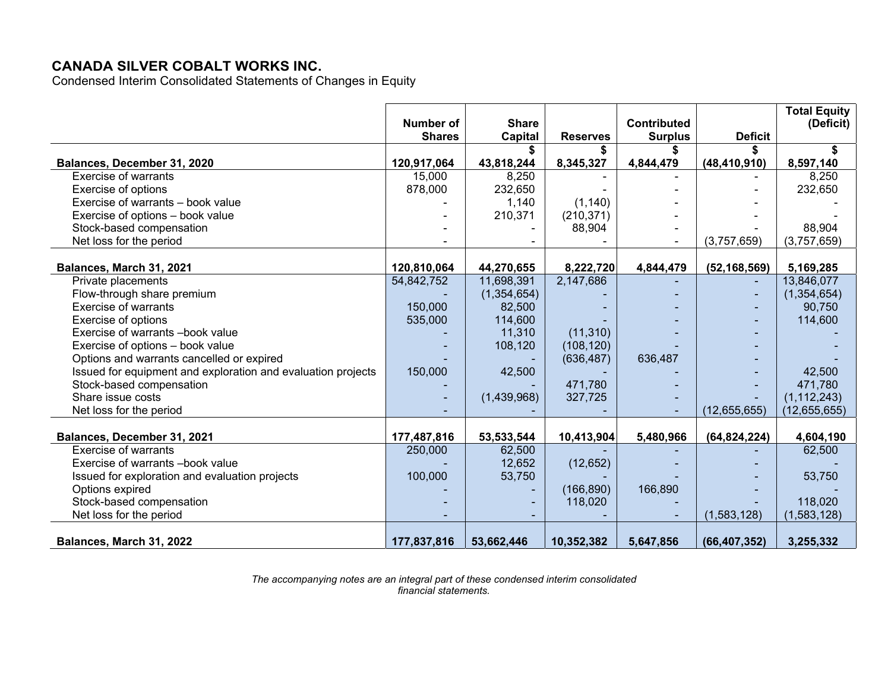# CANADA SILVER COBALT WORKS INC.

Condensed Interim Consolidated Statements of Changes in Equity

| | Number of Shares | Share Capital | Reserves | Contributed Surplus | Deficit | Total Equity (Deficit) |
|---|---|---|---|---|---|---|
| | | $ | $ | $ | $ | $ |
| **Balances, December 31, 2020** | **120,917,064** | **43,818,244** | **8,345,327** | **4,844,479** | **(48,410,910)** | **8,597,140** |
| Exercise of warrants | 15,000 | 8,250 | - | - | - | 8,250 |
| Exercise of options | 878,000 | 232,650 | - | - | - | 232,650 |
| Exercise of warrants – book value | - | 1,140 | (1,140) | - | - | - |
| Exercise of options – book value | - | 210,371 | (210,371) | - | - | - |
| Stock-based compensation | - | - | 88,904 | - | - | 88,904 |
| Net loss for the period | - | - | - | - | (3,757,659) | (3,757,659) |
| **Balances, March 31, 2021** | **120,810,064** | **44,270,655** | **8,222,720** | **4,844,479** | **(52,168,569)** | **5,169,285** |
| Private placements | 54,842,752 | 11,698,391 | 2,147,686 | - | - | 13,846,077 |
| Flow-through share premium | - | (1,354,654) | - | - | - | (1,354,654) |
| Exercise of warrants | 150,000 | 82,500 | - | - | - | 90,750 |
| Exercise of options | 535,000 | 114,600 | - | - | - | 114,600 |
| Exercise of warrants –book value | - | 11,310 | (11,310) | - | - | - |
| Exercise of options – book value | - | 108,120 | (108,120) | - | - | - |
| Options and warrants cancelled or expired | - | - | (636,487) | 636,487 | - | - |
| Issued for equipment and exploration and evaluation projects | 150,000 | 42,500 | - | - | - | 42,500 |
| Stock-based compensation | - | - | 471,780 | - | - | 471,780 |
| Share issue costs | - | (1,439,968) | 327,725 | - | - | (1,112,243) |
| Net loss for the period | - | - | - | - | (12,655,655) | (12,655,655) |
| **Balances, December 31, 2021** | **177,487,816** | **53,533,544** | **10,413,904** | **5,480,966** | **(64,824,224)** | **4,604,190** |
| Exercise of warrants | 250,000 | 62,500 | - | - | - | 62,500 |
| Exercise of warrants –book value | - | 12,652 | (12,652) | - | - | - |
| Issued for exploration and evaluation projects | 100,000 | 53,750 | - | - | - | 53,750 |
| Options expired | - | - | (166,890) | 166,890 | - | - |
| Stock-based compensation | - | - | 118,020 | - | - | 118,020 |
| Net loss for the period | - | - | - | - | (1,583,128) | (1,583,128) |
| **Balances, March 31, 2022** | **177,837,816** | **53,662,446** | **10,352,382** | **5,647,856** | **(66,407,352)** | **3,255,332** |

*The accompanying notes are an integral part of these condensed interim consolidated financial statements.*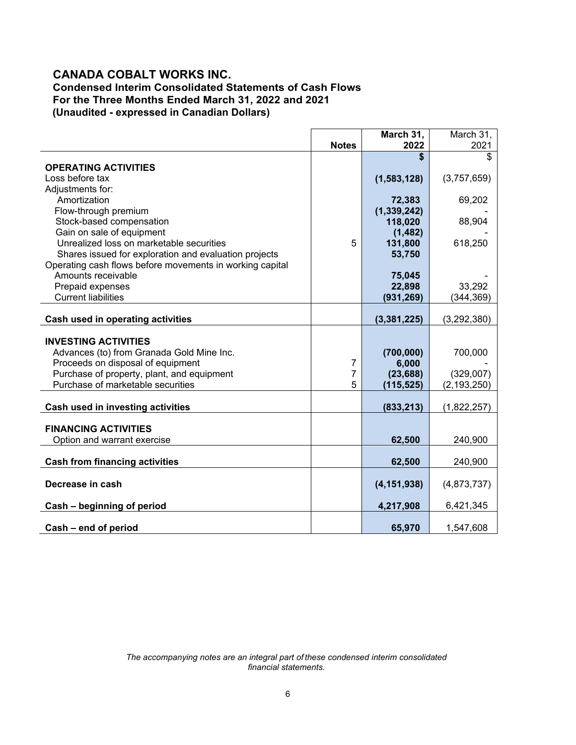# CANADA COBALT WORKS INC.

## Condensed Interim Consolidated Statements of Cash Flows

## For the Three Months Ended March 31, 2022 and 2021

## (Unaudited - expressed in Canadian Dollars)

| | Notes | March 31, 2022 | March 31, 2021 |
|---|---|---|---|
| | | **$** | $ |
| **OPERATING ACTIVITIES** | | | |
| Loss before tax | | **(1,583,128)** | (3,757,659) |
| Adjustments for: | | | |
| Amortization | | **72,383** | 69,202 |
| Flow-through premium | | **(1,339,242)** | - |
| Stock-based compensation | | **118,020** | 88,904 |
| Gain on sale of equipment | | **(1,482)** | - |
| Unrealized loss on marketable securities | 5 | **131,800** | 618,250 |
| Shares issued for exploration and evaluation projects | | **53,750** | |
| Operating cash flows before movements in working capital | | | |
| Amounts receivable | | **75,045** | - |
| Prepaid expenses | | **22,898** | 33,292 |
| Current liabilities | | **(931,269)** | (344,369) |
| **Cash used in operating activities** | | **(3,381,225)** | (3,292,380) |
| **INVESTING ACTIVITIES** | | | |
| Advances (to) from Granada Gold Mine Inc. | | **(700,000)** | 700,000 |
| Proceeds on disposal of equipment | 7 | **6,000** | - |
| Purchase of property, plant, and equipment | 7 | **(23,688)** | (329,007) |
| Purchase of marketable securities | 5 | **(115,525)** | (2,193,250) |
| **Cash used in investing activities** | | **(833,213)** | (1,822,257) |
| **FINANCING ACTIVITIES** | | | |
| Option and warrant exercise | | **62,500** | 240,900 |
| **Cash from financing activities** | | **62,500** | 240,900 |
| **Decrease in cash** | | **(4,151,938)** | (4,873,737) |
| **Cash – beginning of period** | | **4,217,908** | 6,421,345 |
| **Cash – end of period** | | **65,970** | 1,547,608 |

*The accompanying notes are an integral part of these condensed interim consolidated financial statements.*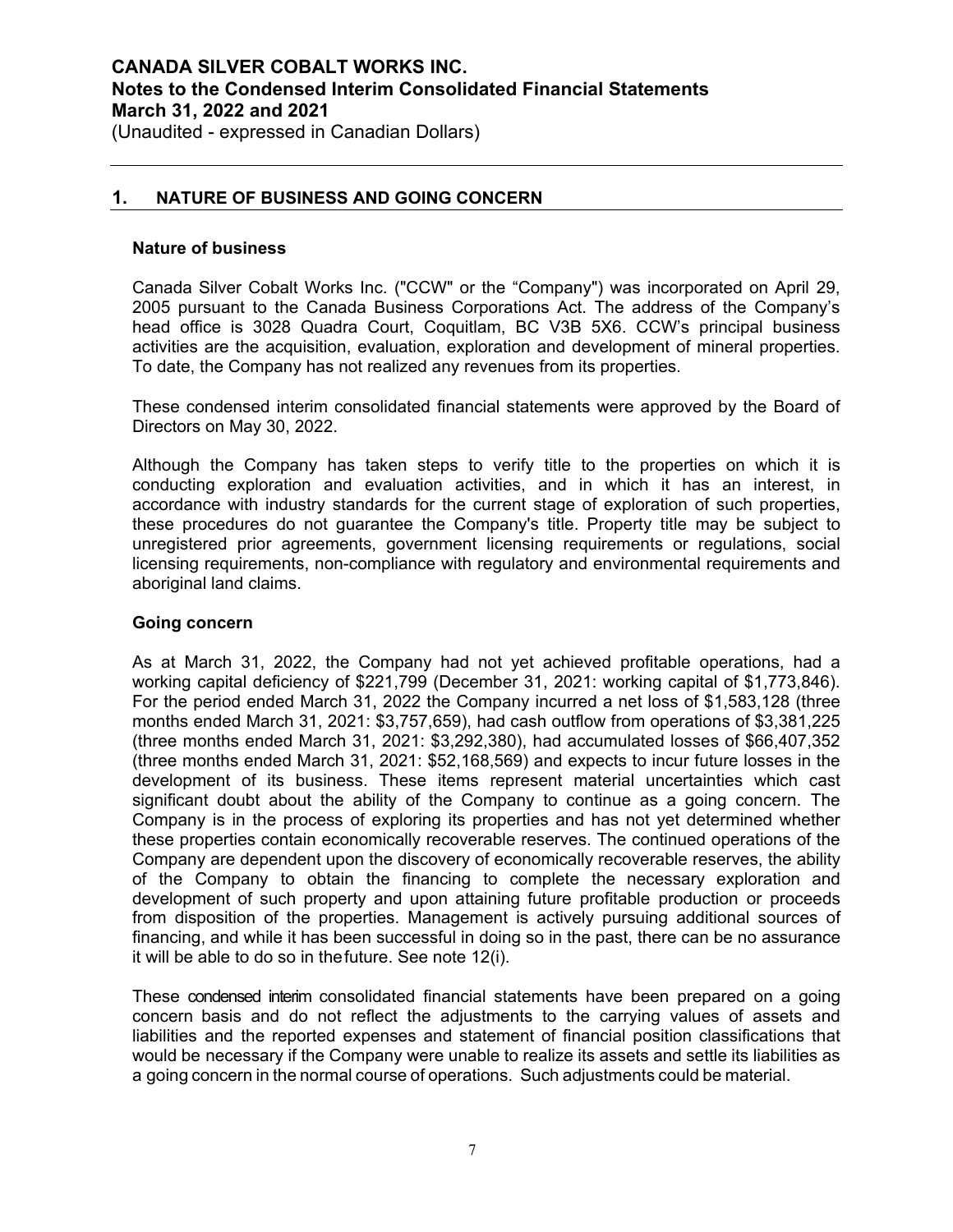## 1. NATURE OF BUSINESS AND GOING CONCERN

### Nature of business

Canada Silver Cobalt Works Inc. ("CCW" or the "Company") was incorporated on April 29, 2005 pursuant to the Canada Business Corporations Act. The address of the Company's head office is 3028 Quadra Court, Coquitlam, BC V3B 5X6. CCW's principal business activities are the acquisition, evaluation, exploration and development of mineral properties. To date, the Company has not realized any revenues from its properties.

These condensed interim consolidated financial statements were approved by the Board of Directors on May 30, 2022.

Although the Company has taken steps to verify title to the properties on which it is conducting exploration and evaluation activities, and in which it has an interest, in accordance with industry standards for the current stage of exploration of such properties, these procedures do not guarantee the Company's title. Property title may be subject to unregistered prior agreements, government licensing requirements or regulations, social licensing requirements, non-compliance with regulatory and environmental requirements and aboriginal land claims.

### Going concern

As at March 31, 2022, the Company had not yet achieved profitable operations, had a working capital deficiency of $221,799 (December 31, 2021: working capital of $1,773,846). For the period ended March 31, 2022 the Company incurred a net loss of $1,583,128 (three months ended March 31, 2021: $3,757,659), had cash outflow from operations of $3,381,225 (three months ended March 31, 2021: $3,292,380), had accumulated losses of $66,407,352 (three months ended March 31, 2021: $52,168,569) and expects to incur future losses in the development of its business. These items represent material uncertainties which cast significant doubt about the ability of the Company to continue as a going concern. The Company is in the process of exploring its properties and has not yet determined whether these properties contain economically recoverable reserves. The continued operations of the Company are dependent upon the discovery of economically recoverable reserves, the ability of the Company to obtain the financing to complete the necessary exploration and development of such property and upon attaining future profitable production or proceeds from disposition of the properties. Management is actively pursuing additional sources of financing, and while it has been successful in doing so in the past, there can be no assurance it will be able to do so in the future. See note 12(i).

These condensed interim consolidated financial statements have been prepared on a going concern basis and do not reflect the adjustments to the carrying values of assets and liabilities and the reported expenses and statement of financial position classifications that would be necessary if the Company were unable to realize its assets and settle its liabilities as a going concern in the normal course of operations. Such adjustments could be material.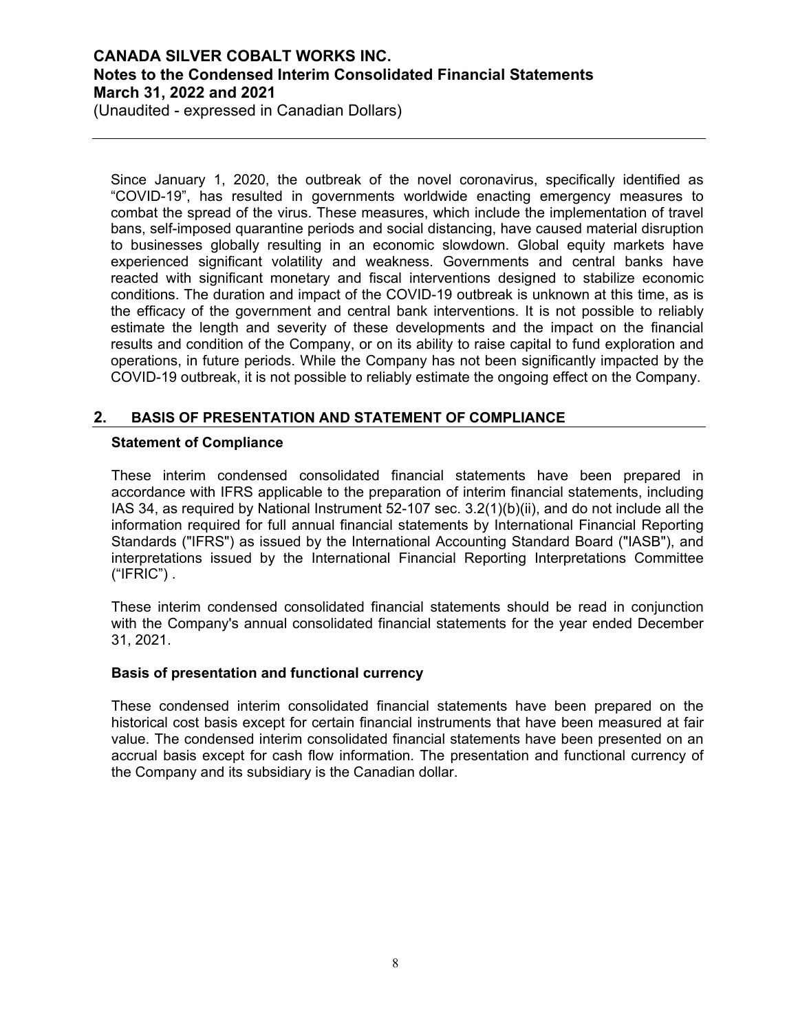Since January 1, 2020, the outbreak of the novel coronavirus, specifically identified as "COVID-19", has resulted in governments worldwide enacting emergency measures to combat the spread of the virus. These measures, which include the implementation of travel bans, self-imposed quarantine periods and social distancing, have caused material disruption to businesses globally resulting in an economic slowdown. Global equity markets have experienced significant volatility and weakness. Governments and central banks have reacted with significant monetary and fiscal interventions designed to stabilize economic conditions. The duration and impact of the COVID-19 outbreak is unknown at this time, as is the efficacy of the government and central bank interventions. It is not possible to reliably estimate the length and severity of these developments and the impact on the financial results and condition of the Company, or on its ability to raise capital to fund exploration and operations, in future periods. While the Company has not been significantly impacted by the COVID-19 outbreak, it is not possible to reliably estimate the ongoing effect on the Company.

## 2. BASIS OF PRESENTATION AND STATEMENT OF COMPLIANCE

### Statement of Compliance

These interim condensed consolidated financial statements have been prepared in accordance with IFRS applicable to the preparation of interim financial statements, including IAS 34, as required by National Instrument 52-107 sec. 3.2(1)(b)(ii), and do not include all the information required for full annual financial statements by International Financial Reporting Standards ("IFRS") as issued by the International Accounting Standard Board ("IASB"), and interpretations issued by the International Financial Reporting Interpretations Committee ("IFRIC") .

These interim condensed consolidated financial statements should be read in conjunction with the Company's annual consolidated financial statements for the year ended December 31, 2021.

### Basis of presentation and functional currency

These condensed interim consolidated financial statements have been prepared on the historical cost basis except for certain financial instruments that have been measured at fair value. The condensed interim consolidated financial statements have been presented on an accrual basis except for cash flow information. The presentation and functional currency of the Company and its subsidiary is the Canadian dollar.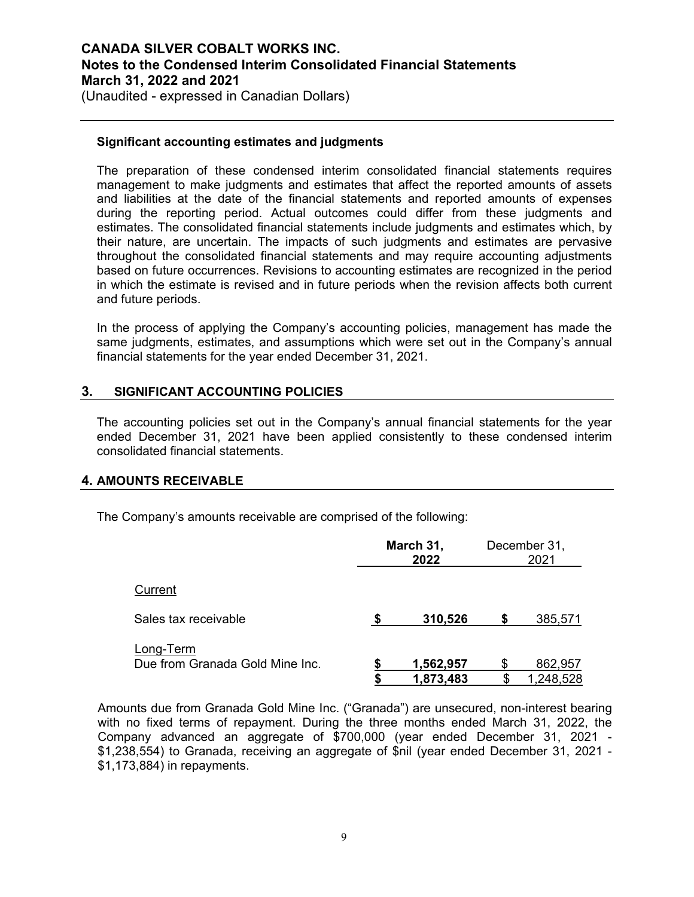### Significant accounting estimates and judgments

The preparation of these condensed interim consolidated financial statements requires management to make judgments and estimates that affect the reported amounts of assets and liabilities at the date of the financial statements and reported amounts of expenses during the reporting period. Actual outcomes could differ from these judgments and estimates. The consolidated financial statements include judgments and estimates which, by their nature, are uncertain. The impacts of such judgments and estimates are pervasive throughout the consolidated financial statements and may require accounting adjustments based on future occurrences. Revisions to accounting estimates are recognized in the period in which the estimate is revised and in future periods when the revision affects both current and future periods.

In the process of applying the Company's accounting policies, management has made the same judgments, estimates, and assumptions which were set out in the Company's annual financial statements for the year ended December 31, 2021.

## 3. SIGNIFICANT ACCOUNTING POLICIES

The accounting policies set out in the Company's annual financial statements for the year ended December 31, 2021 have been applied consistently to these condensed interim consolidated financial statements.

## 4. AMOUNTS RECEIVABLE

The Company's amounts receivable are comprised of the following:

| | **March 31, 2022** | December 31, 2021 |
|---|---|---|
| Current | | |
| Sales tax receivable | **$ 310,526** | $ 385,571 |
| Long-Term | | |
| Due from Granada Gold Mine Inc. | **$ 1,562,957** | $ 862,957 |
| | **$ 1,873,483** | $ 1,248,528 |

Amounts due from Granada Gold Mine Inc. ("Granada") are unsecured, non-interest bearing with no fixed terms of repayment. During the three months ended March 31, 2022, the Company advanced an aggregate of $700,000 (year ended December 31, 2021 - $1,238,554) to Granada, receiving an aggregate of $nil (year ended December 31, 2021 - $1,173,884) in repayments.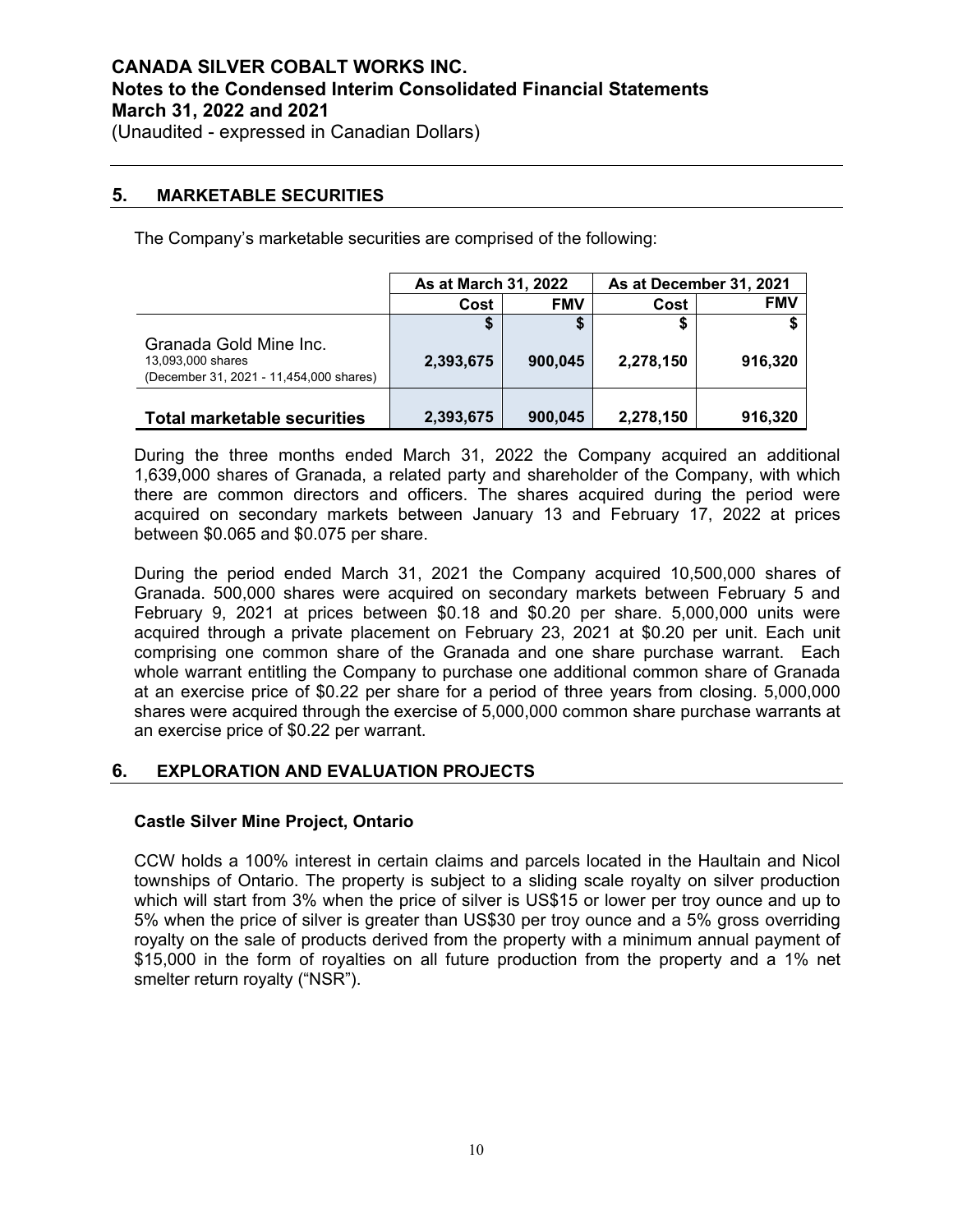## 5. MARKETABLE SECURITIES

The Company's marketable securities are comprised of the following:

| | As at March 31, 2022 | | As at December 31, 2021 | |
|---|---|---|---|---|
| | Cost | FMV | Cost | FMV |
| | $ | $ | $ | $ |
| Granada Gold Mine Inc. 13,093,000 shares (December 31, 2021 - 11,454,000 shares) | 2,393,675 | 900,045 | 2,278,150 | 916,320 |
| **Total marketable securities** | 2,393,675 | 900,045 | 2,278,150 | 916,320 |

During the three months ended March 31, 2022 the Company acquired an additional 1,639,000 shares of Granada, a related party and shareholder of the Company, with which there are common directors and officers. The shares acquired during the period were acquired on secondary markets between January 13 and February 17, 2022 at prices between $0.065 and $0.075 per share.

During the period ended March 31, 2021 the Company acquired 10,500,000 shares of Granada. 500,000 shares were acquired on secondary markets between February 5 and February 9, 2021 at prices between $0.18 and $0.20 per share. 5,000,000 units were acquired through a private placement on February 23, 2021 at $0.20 per unit. Each unit comprising one common share of the Granada and one share purchase warrant. Each whole warrant entitling the Company to purchase one additional common share of Granada at an exercise price of $0.22 per share for a period of three years from closing. 5,000,000 shares were acquired through the exercise of 5,000,000 common share purchase warrants at an exercise price of $0.22 per warrant.

## 6. EXPLORATION AND EVALUATION PROJECTS

### Castle Silver Mine Project, Ontario

CCW holds a 100% interest in certain claims and parcels located in the Haultain and Nicol townships of Ontario. The property is subject to a sliding scale royalty on silver production which will start from 3% when the price of silver is US$15 or lower per troy ounce and up to 5% when the price of silver is greater than US$30 per troy ounce and a 5% gross overriding royalty on the sale of products derived from the property with a minimum annual payment of $15,000 in the form of royalties on all future production from the property and a 1% net smelter return royalty ("NSR").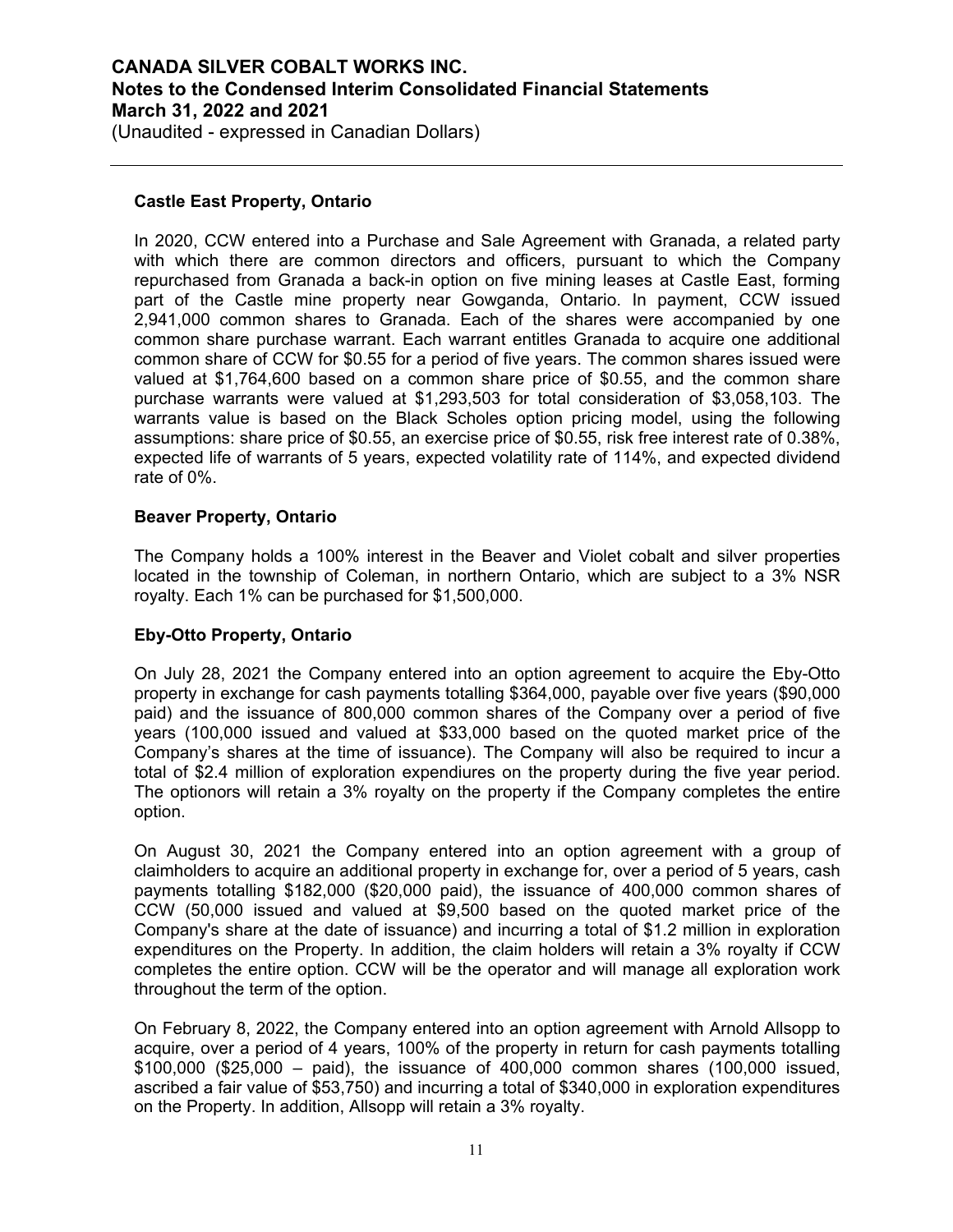### Castle East Property, Ontario

In 2020, CCW entered into a Purchase and Sale Agreement with Granada, a related party with which there are common directors and officers, pursuant to which the Company repurchased from Granada a back-in option on five mining leases at Castle East, forming part of the Castle mine property near Gowganda, Ontario. In payment, CCW issued 2,941,000 common shares to Granada. Each of the shares were accompanied by one common share purchase warrant. Each warrant entitles Granada to acquire one additional common share of CCW for $0.55 for a period of five years. The common shares issued were valued at $1,764,600 based on a common share price of $0.55, and the common share purchase warrants were valued at $1,293,503 for total consideration of $3,058,103. The warrants value is based on the Black Scholes option pricing model, using the following assumptions: share price of $0.55, an exercise price of $0.55, risk free interest rate of 0.38%, expected life of warrants of 5 years, expected volatility rate of 114%, and expected dividend rate of 0%.

### Beaver Property, Ontario

The Company holds a 100% interest in the Beaver and Violet cobalt and silver properties located in the township of Coleman, in northern Ontario, which are subject to a 3% NSR royalty. Each 1% can be purchased for $1,500,000.

### Eby-Otto Property, Ontario

On July 28, 2021 the Company entered into an option agreement to acquire the Eby-Otto property in exchange for cash payments totalling $364,000, payable over five years ($90,000 paid) and the issuance of 800,000 common shares of the Company over a period of five years (100,000 issued and valued at $33,000 based on the quoted market price of the Company's shares at the time of issuance). The Company will also be required to incur a total of $2.4 million of exploration expendiures on the property during the five year period. The optionors will retain a 3% royalty on the property if the Company completes the entire option.

On August 30, 2021 the Company entered into an option agreement with a group of claimholders to acquire an additional property in exchange for, over a period of 5 years, cash payments totalling $182,000 ($20,000 paid), the issuance of 400,000 common shares of CCW (50,000 issued and valued at $9,500 based on the quoted market price of the Company's share at the date of issuance) and incurring a total of $1.2 million in exploration expenditures on the Property. In addition, the claim holders will retain a 3% royalty if CCW completes the entire option. CCW will be the operator and will manage all exploration work throughout the term of the option.

On February 8, 2022, the Company entered into an option agreement with Arnold Allsopp to acquire, over a period of 4 years, 100% of the property in return for cash payments totalling $100,000 ($25,000 – paid), the issuance of 400,000 common shares (100,000 issued, ascribed a fair value of $53,750) and incurring a total of $340,000 in exploration expenditures on the Property. In addition, Allsopp will retain a 3% royalty.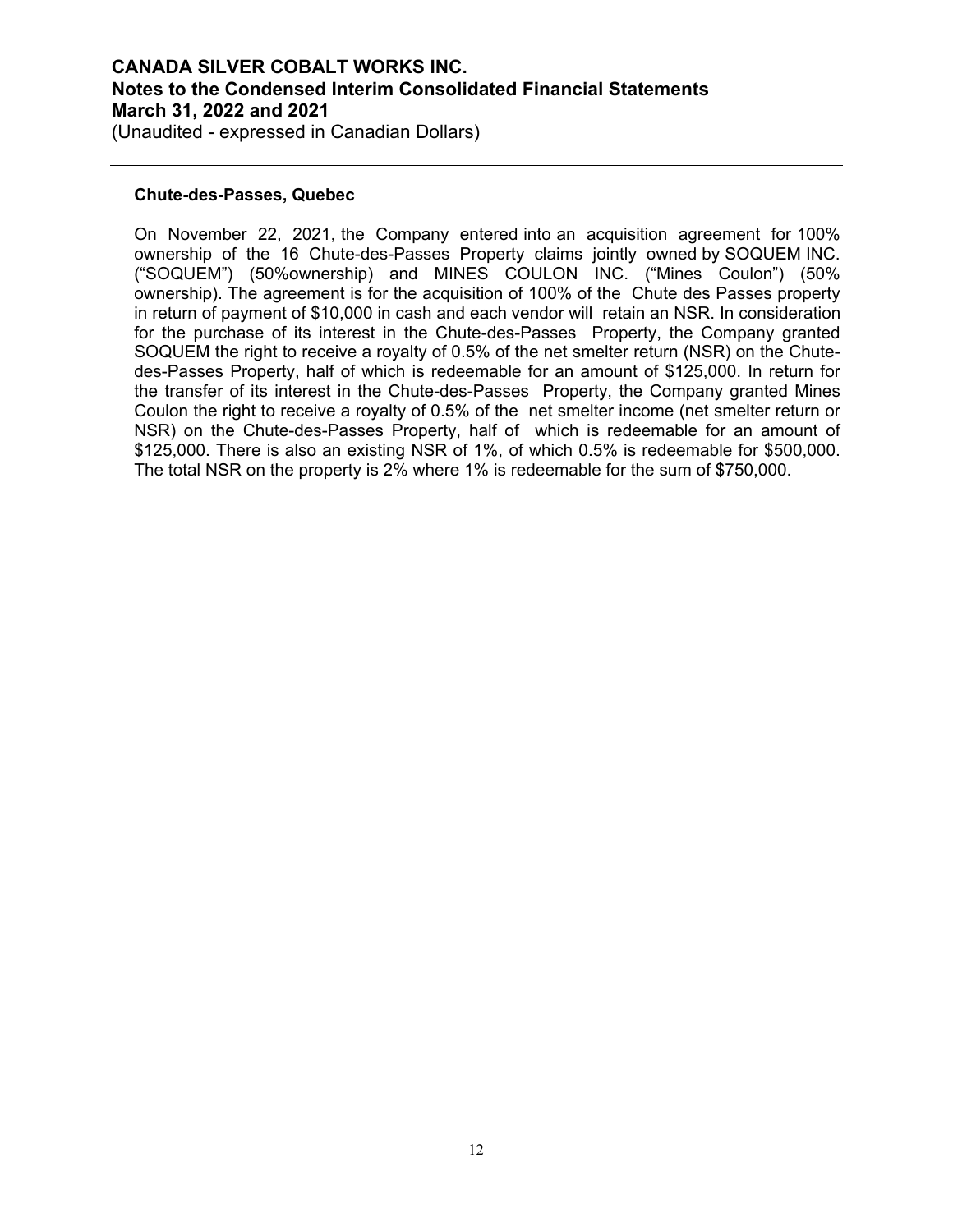**Chute-des-Passes, Quebec**

On November 22, 2021, the Company entered into an acquisition agreement for 100% ownership of the 16 Chute-des-Passes Property claims jointly owned by SOQUEM INC. ("SOQUEM") (50%ownership) and MINES COULON INC. ("Mines Coulon") (50% ownership). The agreement is for the acquisition of 100% of the Chute des Passes property in return of payment of $10,000 in cash and each vendor will retain an NSR. In consideration for the purchase of its interest in the Chute-des-Passes Property, the Company granted SOQUEM the right to receive a royalty of 0.5% of the net smelter return (NSR) on the Chute-des-Passes Property, half of which is redeemable for an amount of $125,000. In return for the transfer of its interest in the Chute-des-Passes Property, the Company granted Mines Coulon the right to receive a royalty of 0.5% of the net smelter income (net smelter return or NSR) on the Chute-des-Passes Property, half of which is redeemable for an amount of $125,000. There is also an existing NSR of 1%, of which 0.5% is redeemable for $500,000. The total NSR on the property is 2% where 1% is redeemable for the sum of $750,000.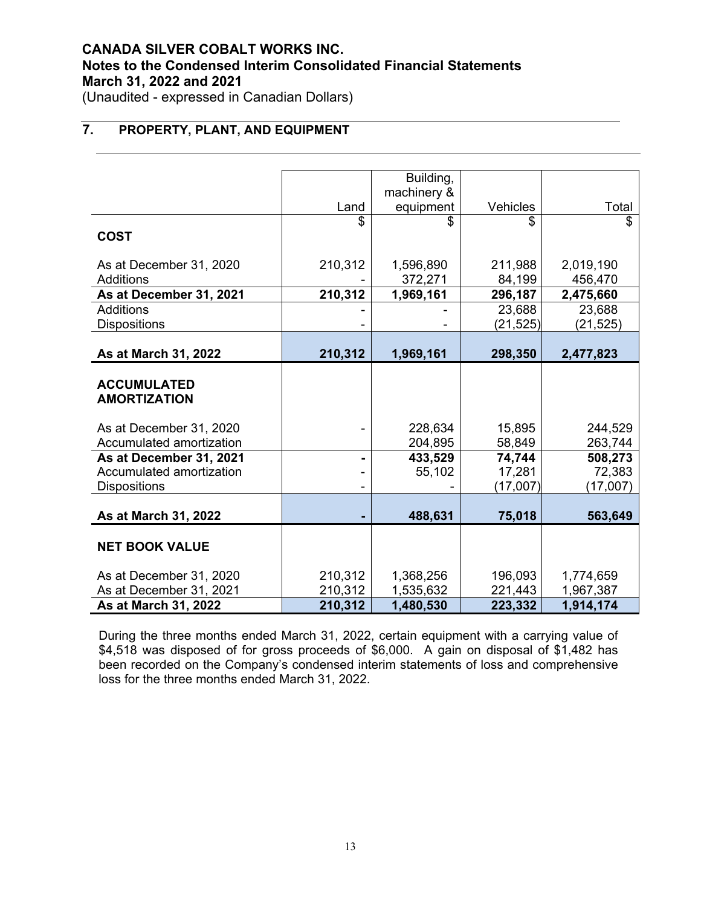**CANADA SILVER COBALT WORKS INC.**
**Notes to the Condensed Interim Consolidated Financial Statements**
**March 31, 2022 and 2021**
(Unaudited - expressed in Canadian Dollars)

## 7. PROPERTY, PLANT, AND EQUIPMENT

| | Land | Building, machinery & equipment | Vehicles | Total |
|---|---|---|---|---|
| | $ | $ | $ | $ |
| **COST** | | | | |
| As at December 31, 2020 | 210,312 | 1,596,890 | 211,988 | 2,019,190 |
| Additions | - | 372,271 | 84,199 | 456,470 |
| **As at December 31, 2021** | **210,312** | **1,969,161** | **296,187** | **2,475,660** |
| Additions | - | - | 23,688 | 23,688 |
| Dispositions | - | - | (21,525) | (21,525) |
| **As at March 31, 2022** | **210,312** | **1,969,161** | **298,350** | **2,477,823** |
| **ACCUMULATED AMORTIZATION** | | | | |
| As at December 31, 2020 | - | 228,634 | 15,895 | 244,529 |
| Accumulated amortization | | 204,895 | 58,849 | 263,744 |
| **As at December 31, 2021** | **-** | **433,529** | **74,744** | **508,273** |
| Accumulated amortization | - | 55,102 | 17,281 | 72,383 |
| Dispositions | - | - | (17,007) | (17,007) |
| **As at March 31, 2022** | **-** | **488,631** | **75,018** | **563,649** |
| **NET BOOK VALUE** | | | | |
| As at December 31, 2020 | 210,312 | 1,368,256 | 196,093 | 1,774,659 |
| As at December 31, 2021 | 210,312 | 1,535,632 | 221,443 | 1,967,387 |
| **As at March 31, 2022** | **210,312** | **1,480,530** | **223,332** | **1,914,174** |

During the three months ended March 31, 2022, certain equipment with a carrying value of $4,518 was disposed of for gross proceeds of $6,000. A gain on disposal of $1,482 has been recorded on the Company's condensed interim statements of loss and comprehensive loss for the three months ended March 31, 2022.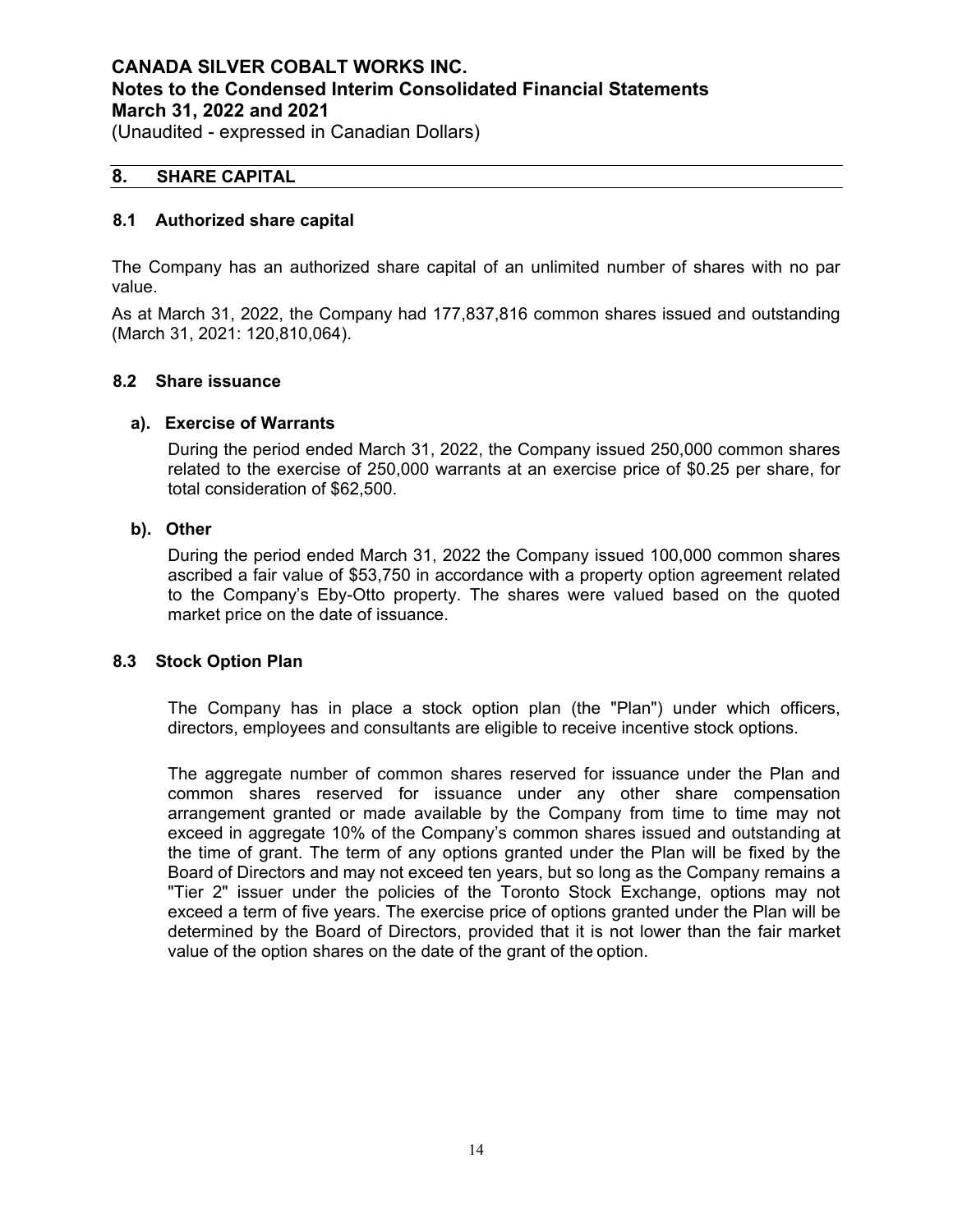# 8. SHARE CAPITAL

## 8.1 Authorized share capital

The Company has an authorized share capital of an unlimited number of shares with no par value.

As at March 31, 2022, the Company had 177,837,816 common shares issued and outstanding (March 31, 2021: 120,810,064).

## 8.2 Share issuance

### a). Exercise of Warrants

During the period ended March 31, 2022, the Company issued 250,000 common shares related to the exercise of 250,000 warrants at an exercise price of $0.25 per share, for total consideration of $62,500.

### b). Other

During the period ended March 31, 2022 the Company issued 100,000 common shares ascribed a fair value of $53,750 in accordance with a property option agreement related to the Company's Eby-Otto property. The shares were valued based on the quoted market price on the date of issuance.

## 8.3 Stock Option Plan

The Company has in place a stock option plan (the "Plan") under which officers, directors, employees and consultants are eligible to receive incentive stock options.

The aggregate number of common shares reserved for issuance under the Plan and common shares reserved for issuance under any other share compensation arrangement granted or made available by the Company from time to time may not exceed in aggregate 10% of the Company's common shares issued and outstanding at the time of grant. The term of any options granted under the Plan will be fixed by the Board of Directors and may not exceed ten years, but so long as the Company remains a "Tier 2" issuer under the policies of the Toronto Stock Exchange, options may not exceed a term of five years. The exercise price of options granted under the Plan will be determined by the Board of Directors, provided that it is not lower than the fair market value of the option shares on the date of the grant of the option.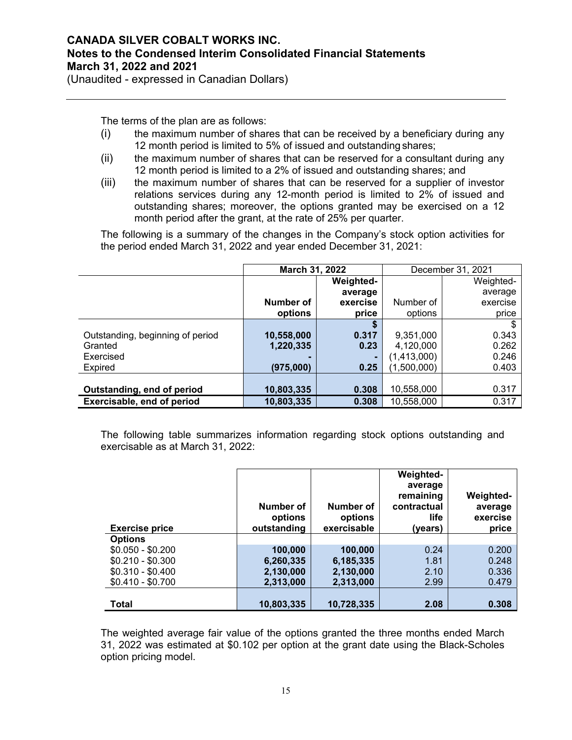The terms of the plan are as follows:

(i) the maximum number of shares that can be received by a beneficiary during any 12 month period is limited to 5% of issued and outstanding shares;

(ii) the maximum number of shares that can be reserved for a consultant during any 12 month period is limited to a 2% of issued and outstanding shares; and

(iii) the maximum number of shares that can be reserved for a supplier of investor relations services during any 12-month period is limited to 2% of issued and outstanding shares; moreover, the options granted may be exercised on a 12 month period after the grant, at the rate of 25% per quarter.

The following is a summary of the changes in the Company's stock option activities for the period ended March 31, 2022 and year ended December 31, 2021:

| | **March 31, 2022** | | December 31, 2021 | |
|---|---|---|---|---|
| | **Number of options** | **Weighted-average exercise price** | Number of options | Weighted-average exercise price |
| | | **$** | | $ |
| Outstanding, beginning of period | **10,558,000** | **0.317** | 9,351,000 | 0.343 |
| Granted | **1,220,335** | **0.23** | 4,120,000 | 0.262 |
| Exercised | **-** | **-** | (1,413,000) | 0.246 |
| Expired | **(975,000)** | **0.25** | (1,500,000) | 0.403 |
| **Outstanding, end of period** | **10,803,335** | **0.308** | 10,558,000 | 0.317 |
| **Exercisable, end of period** | **10,803,335** | **0.308** | 10,558,000 | 0.317 |

The following table summarizes information regarding stock options outstanding and exercisable as at March 31, 2022:

| **Exercise price** | **Number of options outstanding** | **Number of options exercisable** | **Weighted-average remaining contractual life (years)** | **Weighted-average exercise price** |
|---|---|---|---|---|
| **Options** | | | | |
| $0.050 - $0.200 | **100,000** | **100,000** | 0.24 | 0.200 |
| $0.210 - $0.300 | **6,260,335** | **6,185,335** | 1.81 | 0.248 |
| $0.310 - $0.400 | **2,130,000** | **2,130,000** | 2.10 | 0.336 |
| $0.410 - $0.700 | **2,313,000** | **2,313,000** | 2.99 | 0.479 |
| **Total** | **10,803,335** | **10,728,335** | **2.08** | **0.308** |

The weighted average fair value of the options granted the three months ended March 31, 2022 was estimated at $0.102 per option at the grant date using the Black-Scholes option pricing model.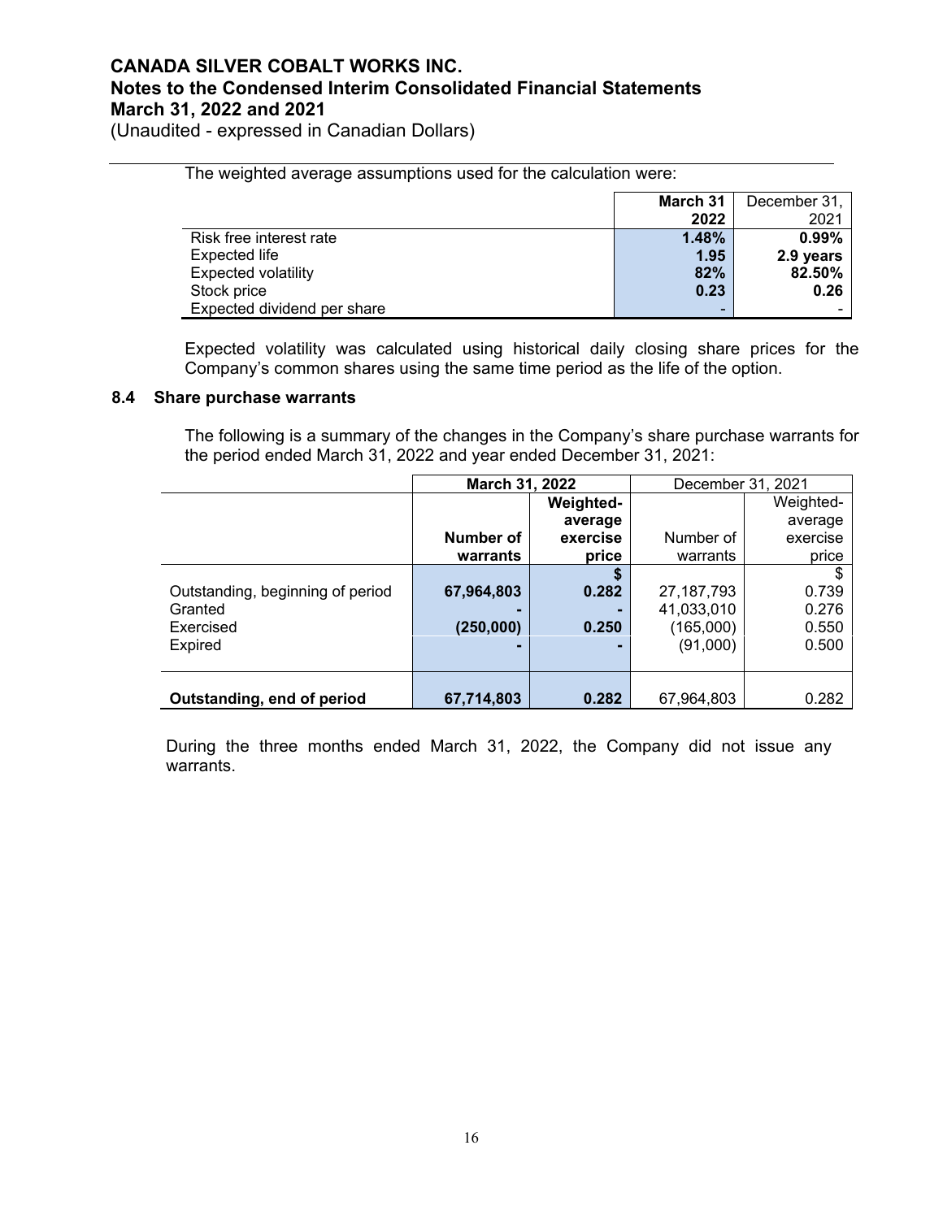The weighted average assumptions used for the calculation were:

| | March 31 2022 | December 31, 2021 |
|---|---|---|
| Risk free interest rate | **1.48%** | **0.99%** |
| Expected life | **1.95** | **2.9 years** |
| Expected volatility | **82%** | **82.50%** |
| Stock price | **0.23** | **0.26** |
| Expected dividend per share | - | - |

Expected volatility was calculated using historical daily closing share prices for the Company's common shares using the same time period as the life of the option.

### 8.4 Share purchase warrants

The following is a summary of the changes in the Company's share purchase warrants for the period ended March 31, 2022 and year ended December 31, 2021:

| | **March 31, 2022** | | December 31, 2021 | |
|---|---|---|---|---|
| | **Number of warrants** | **Weighted-average exercise price** | Number of warrants | Weighted-average exercise price |
| | | **$** | | $ |
| Outstanding, beginning of period | **67,964,803** | **0.282** | 27,187,793 | 0.739 |
| Granted | **-** | **-** | 41,033,010 | 0.276 |
| Exercised | **(250,000)** | **0.250** | (165,000) | 0.550 |
| Expired | **-** | **-** | (91,000) | 0.500 |
| **Outstanding, end of period** | **67,714,803** | **0.282** | 67,964,803 | 0.282 |

During the three months ended March 31, 2022, the Company did not issue any warrants.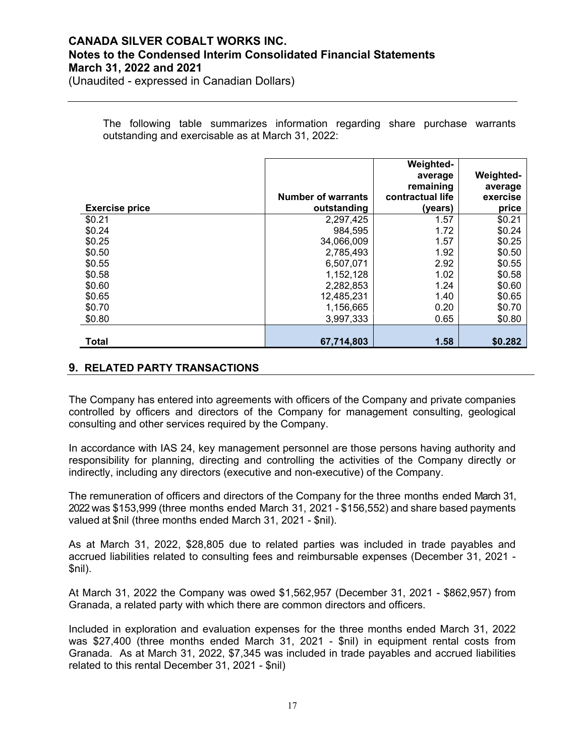The following table summarizes information regarding share purchase warrants outstanding and exercisable as at March 31, 2022:

| Exercise price | Number of warrants outstanding | Weighted-average remaining contractual life (years) | Weighted-average exercise price |
|---|---|---|---|
| $0.21 | 2,297,425 | 1.57 | $0.21 |
| $0.24 | 984,595 | 1.72 | $0.24 |
| $0.25 | 34,066,009 | 1.57 | $0.25 |
| $0.50 | 2,785,493 | 1.92 | $0.50 |
| $0.55 | 6,507,071 | 2.92 | $0.55 |
| $0.58 | 1,152,128 | 1.02 | $0.58 |
| $0.60 | 2,282,853 | 1.24 | $0.60 |
| $0.65 | 12,485,231 | 1.40 | $0.65 |
| $0.70 | 1,156,665 | 0.20 | $0.70 |
| $0.80 | 3,997,333 | 0.65 | $0.80 |
| **Total** | **67,714,803** | **1.58** | **$0.282** |

## 9. RELATED PARTY TRANSACTIONS

The Company has entered into agreements with officers of the Company and private companies controlled by officers and directors of the Company for management consulting, geological consulting and other services required by the Company.

In accordance with IAS 24, key management personnel are those persons having authority and responsibility for planning, directing and controlling the activities of the Company directly or indirectly, including any directors (executive and non-executive) of the Company.

The remuneration of officers and directors of the Company for the three months ended March 31, 2022 was $153,999 (three months ended March 31, 2021 - $156,552) and share based payments valued at $nil (three months ended March 31, 2021 - $nil).

As at March 31, 2022, $28,805 due to related parties was included in trade payables and accrued liabilities related to consulting fees and reimbursable expenses (December 31, 2021 - $nil).

At March 31, 2022 the Company was owed $1,562,957 (December 31, 2021 - $862,957) from Granada, a related party with which there are common directors and officers.

Included in exploration and evaluation expenses for the three months ended March 31, 2022 was $27,400 (three months ended March 31, 2021 - $nil) in equipment rental costs from Granada. As at March 31, 2022, $7,345 was included in trade payables and accrued liabilities related to this rental December 31, 2021 - $nil)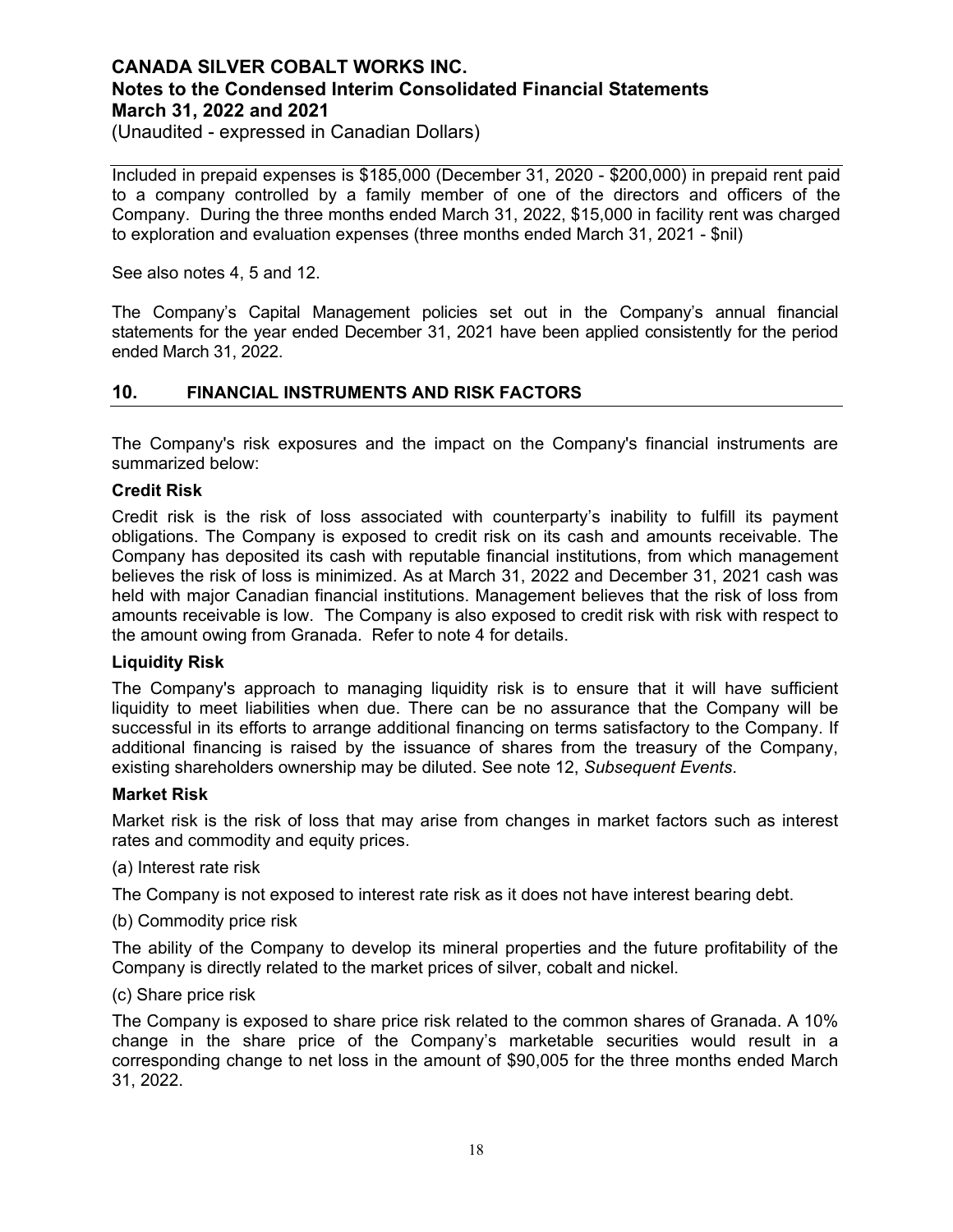Included in prepaid expenses is $185,000 (December 31, 2020 - $200,000) in prepaid rent paid to a company controlled by a family member of one of the directors and officers of the Company. During the three months ended March 31, 2022, $15,000 in facility rent was charged to exploration and evaluation expenses (three months ended March 31, 2021 - $nil)

See also notes 4, 5 and 12.

The Company's Capital Management policies set out in the Company's annual financial statements for the year ended December 31, 2021 have been applied consistently for the period ended March 31, 2022.

## 10. FINANCIAL INSTRUMENTS AND RISK FACTORS

The Company's risk exposures and the impact on the Company's financial instruments are summarized below:

**Credit Risk**

Credit risk is the risk of loss associated with counterparty's inability to fulfill its payment obligations. The Company is exposed to credit risk on its cash and amounts receivable. The Company has deposited its cash with reputable financial institutions, from which management believes the risk of loss is minimized. As at March 31, 2022 and December 31, 2021 cash was held with major Canadian financial institutions. Management believes that the risk of loss from amounts receivable is low. The Company is also exposed to credit risk with risk with respect to the amount owing from Granada. Refer to note 4 for details.

**Liquidity Risk**

The Company's approach to managing liquidity risk is to ensure that it will have sufficient liquidity to meet liabilities when due. There can be no assurance that the Company will be successful in its efforts to arrange additional financing on terms satisfactory to the Company. If additional financing is raised by the issuance of shares from the treasury of the Company, existing shareholders ownership may be diluted. See note 12, *Subsequent Events*.

**Market Risk**

Market risk is the risk of loss that may arise from changes in market factors such as interest rates and commodity and equity prices.

(a) Interest rate risk

The Company is not exposed to interest rate risk as it does not have interest bearing debt.

(b) Commodity price risk

The ability of the Company to develop its mineral properties and the future profitability of the Company is directly related to the market prices of silver, cobalt and nickel.

(c) Share price risk

The Company is exposed to share price risk related to the common shares of Granada. A 10% change in the share price of the Company's marketable securities would result in a corresponding change to net loss in the amount of $90,005 for the three months ended March 31, 2022.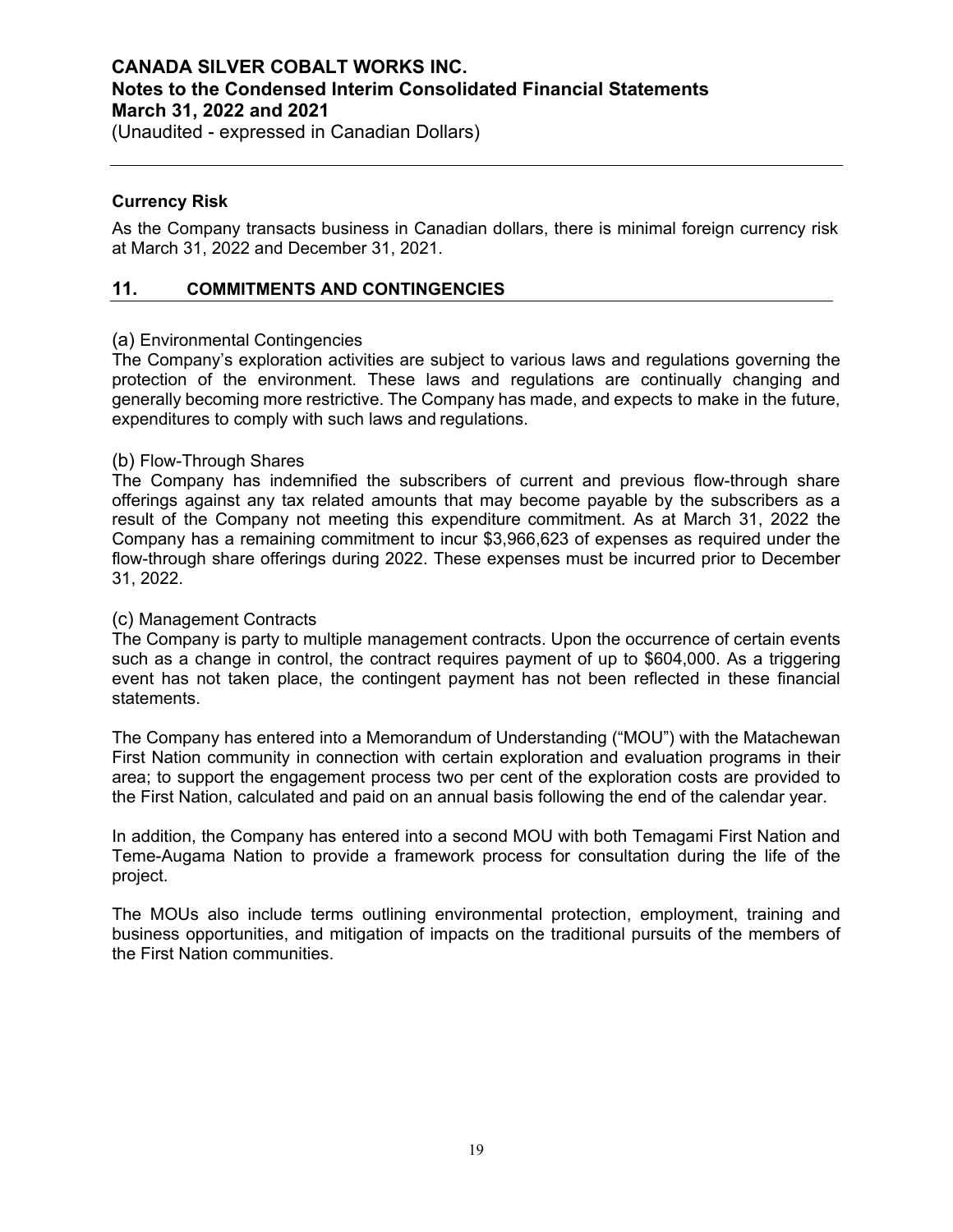### Currency Risk

As the Company transacts business in Canadian dollars, there is minimal foreign currency risk at March 31, 2022 and December 31, 2021.

## 11. COMMITMENTS AND CONTINGENCIES

(a) Environmental Contingencies
The Company's exploration activities are subject to various laws and regulations governing the protection of the environment. These laws and regulations are continually changing and generally becoming more restrictive. The Company has made, and expects to make in the future, expenditures to comply with such laws and regulations.

(b) Flow-Through Shares
The Company has indemnified the subscribers of current and previous flow-through share offerings against any tax related amounts that may become payable by the subscribers as a result of the Company not meeting this expenditure commitment. As at March 31, 2022 the Company has a remaining commitment to incur $3,966,623 of expenses as required under the flow-through share offerings during 2022. These expenses must be incurred prior to December 31, 2022.

(c) Management Contracts
The Company is party to multiple management contracts. Upon the occurrence of certain events such as a change in control, the contract requires payment of up to $604,000. As a triggering event has not taken place, the contingent payment has not been reflected in these financial statements.

The Company has entered into a Memorandum of Understanding ("MOU") with the Matachewan First Nation community in connection with certain exploration and evaluation programs in their area; to support the engagement process two per cent of the exploration costs are provided to the First Nation, calculated and paid on an annual basis following the end of the calendar year.

In addition, the Company has entered into a second MOU with both Temagami First Nation and Teme-Augama Nation to provide a framework process for consultation during the life of the project.

The MOUs also include terms outlining environmental protection, employment, training and business opportunities, and mitigation of impacts on the traditional pursuits of the members of the First Nation communities.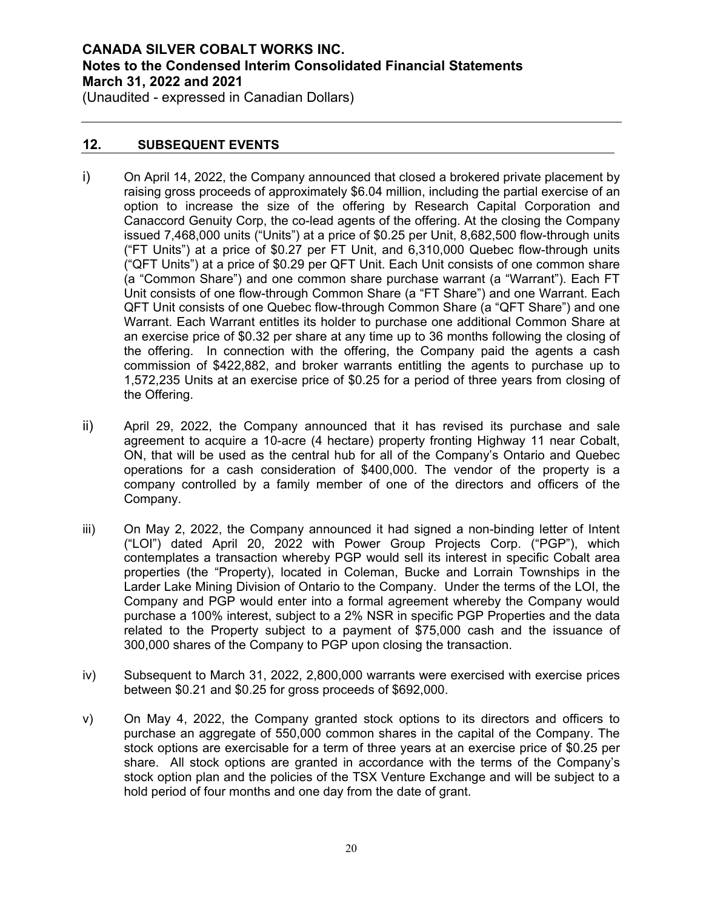# CANADA SILVER COBALT WORKS INC.
## Notes to the Condensed Interim Consolidated Financial Statements
## March 31, 2022 and 2021
(Unaudited - expressed in Canadian Dollars)

## 12. SUBSEQUENT EVENTS

i) On April 14, 2022, the Company announced that closed a brokered private placement by raising gross proceeds of approximately $6.04 million, including the partial exercise of an option to increase the size of the offering by Research Capital Corporation and Canaccord Genuity Corp, the co-lead agents of the offering. At the closing the Company issued 7,468,000 units ("Units") at a price of $0.25 per Unit, 8,682,500 flow-through units ("FT Units") at a price of $0.27 per FT Unit, and 6,310,000 Quebec flow-through units ("QFT Units") at a price of $0.29 per QFT Unit. Each Unit consists of one common share (a "Common Share") and one common share purchase warrant (a "Warrant"). Each FT Unit consists of one flow-through Common Share (a "FT Share") and one Warrant. Each QFT Unit consists of one Quebec flow-through Common Share (a "QFT Share") and one Warrant. Each Warrant entitles its holder to purchase one additional Common Share at an exercise price of $0.32 per share at any time up to 36 months following the closing of the offering. In connection with the offering, the Company paid the agents a cash commission of $422,882, and broker warrants entitling the agents to purchase up to 1,572,235 Units at an exercise price of $0.25 for a period of three years from closing of the Offering.

ii) April 29, 2022, the Company announced that it has revised its purchase and sale agreement to acquire a 10-acre (4 hectare) property fronting Highway 11 near Cobalt, ON, that will be used as the central hub for all of the Company's Ontario and Quebec operations for a cash consideration of $400,000. The vendor of the property is a company controlled by a family member of one of the directors and officers of the Company.

iii) On May 2, 2022, the Company announced it had signed a non-binding letter of Intent ("LOI") dated April 20, 2022 with Power Group Projects Corp. ("PGP"), which contemplates a transaction whereby PGP would sell its interest in specific Cobalt area properties (the "Property), located in Coleman, Bucke and Lorrain Townships in the Larder Lake Mining Division of Ontario to the Company. Under the terms of the LOI, the Company and PGP would enter into a formal agreement whereby the Company would purchase a 100% interest, subject to a 2% NSR in specific PGP Properties and the data related to the Property subject to a payment of $75,000 cash and the issuance of 300,000 shares of the Company to PGP upon closing the transaction.

iv) Subsequent to March 31, 2022, 2,800,000 warrants were exercised with exercise prices between $0.21 and $0.25 for gross proceeds of $692,000.

v) On May 4, 2022, the Company granted stock options to its directors and officers to purchase an aggregate of 550,000 common shares in the capital of the Company. The stock options are exercisable for a term of three years at an exercise price of $0.25 per share. All stock options are granted in accordance with the terms of the Company's stock option plan and the policies of the TSX Venture Exchange and will be subject to a hold period of four months and one day from the date of grant.